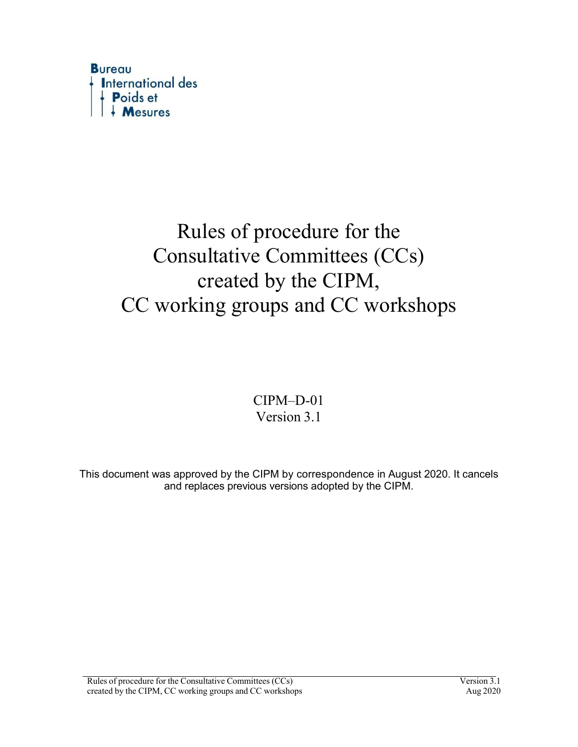Bureau
International des
Poids et
Mesures

# Rules of procedure for the Consultative Committees (CCs) created by the CIPM, CC working groups and CC workshops

CIPM–D-01
Version 3.1

This document was approved by the CIPM by correspondence in August 2020. It cancels and replaces previous versions adopted by the CIPM.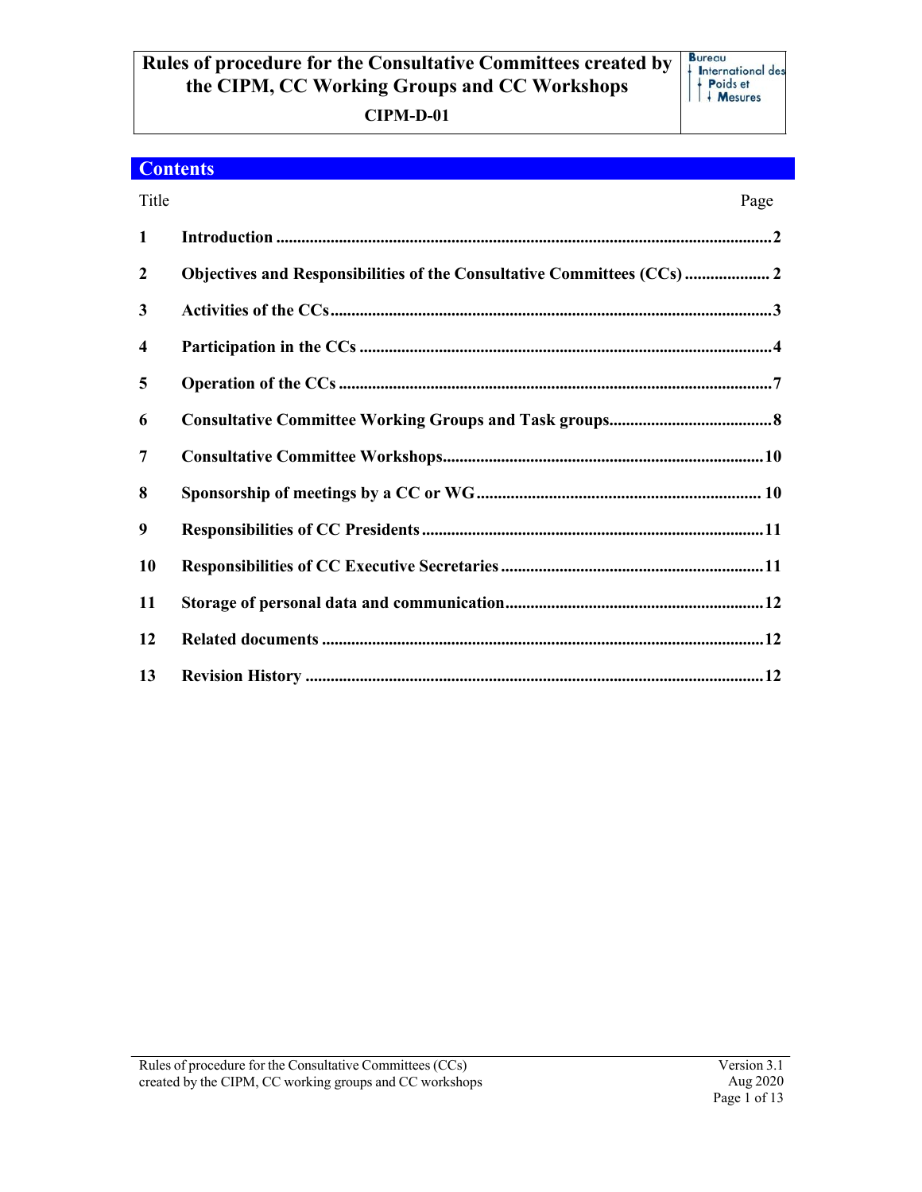# Rules of procedure for the Consultative Committees created by the CIPM, CC Working Groups and CC Workshops

**CIPM-D-01**

## Contents

| Title | | Page |
|---|---|---|
| **1** | **Introduction** | **2** |
| **2** | **Objectives and Responsibilities of the Consultative Committees (CCs)** | **2** |
| **3** | **Activities of the CCs** | **3** |
| **4** | **Participation in the CCs** | **4** |
| **5** | **Operation of the CCs** | **7** |
| **6** | **Consultative Committee Working Groups and Task groups** | **8** |
| **7** | **Consultative Committee Workshops** | **10** |
| **8** | **Sponsorship of meetings by a CC or WG** | **10** |
| **9** | **Responsibilities of CC Presidents** | **11** |
| **10** | **Responsibilities of CC Executive Secretaries** | **11** |
| **11** | **Storage of personal data and communication** | **12** |
| **12** | **Related documents** | **12** |
| **13** | **Revision History** | **12** |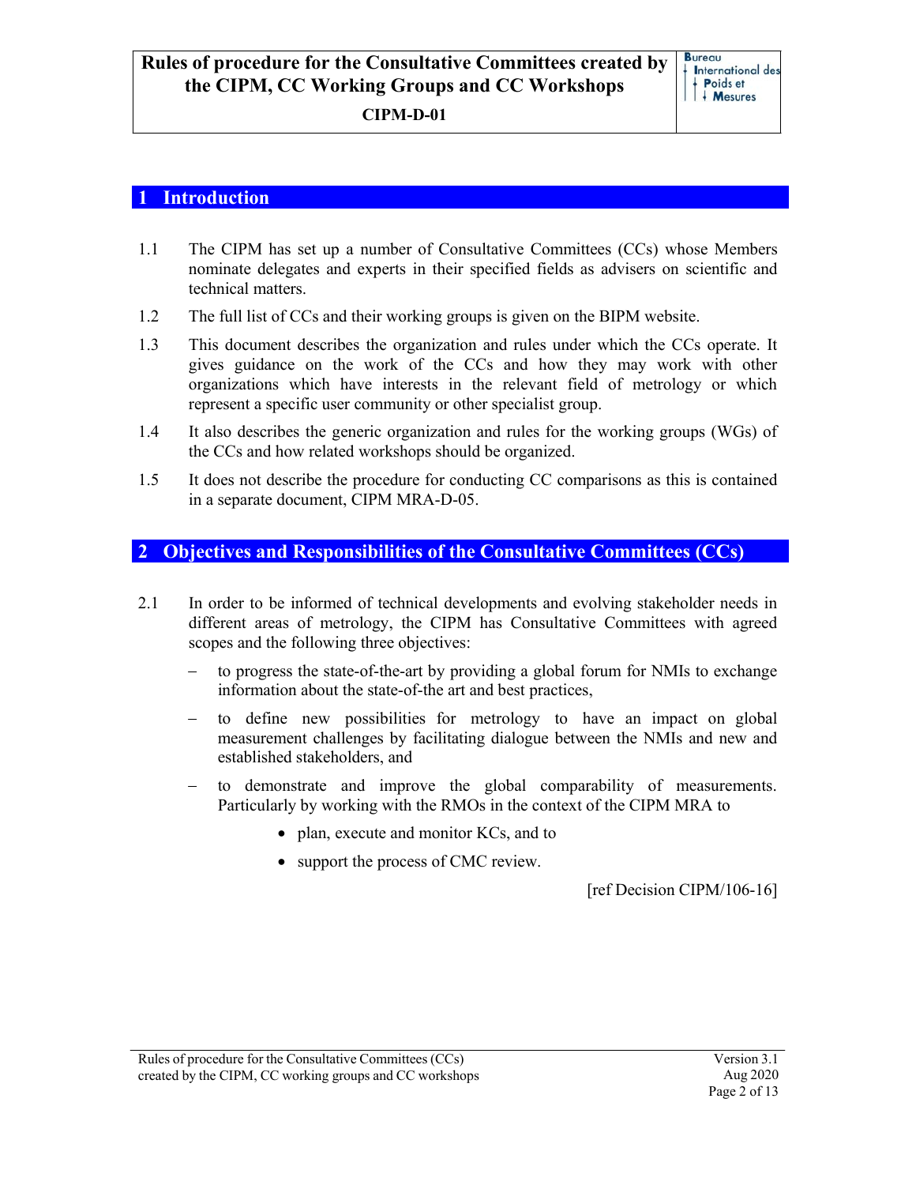## 1 Introduction

1.1 The CIPM has set up a number of Consultative Committees (CCs) whose Members nominate delegates and experts in their specified fields as advisers on scientific and technical matters.

1.2 The full list of CCs and their working groups is given on the BIPM website.

1.3 This document describes the organization and rules under which the CCs operate. It gives guidance on the work of the CCs and how they may work with other organizations which have interests in the relevant field of metrology or which represent a specific user community or other specialist group.

1.4 It also describes the generic organization and rules for the working groups (WGs) of the CCs and how related workshops should be organized.

1.5 It does not describe the procedure for conducting CC comparisons as this is contained in a separate document, CIPM MRA-D-05.

## 2 Objectives and Responsibilities of the Consultative Committees (CCs)

2.1 In order to be informed of technical developments and evolving stakeholder needs in different areas of metrology, the CIPM has Consultative Committees with agreed scopes and the following three objectives:

- to progress the state-of-the-art by providing a global forum for NMIs to exchange information about the state-of-the art and best practices,
- to define new possibilities for metrology to have an impact on global measurement challenges by facilitating dialogue between the NMIs and new and established stakeholders, and
- to demonstrate and improve the global comparability of measurements. Particularly by working with the RMOs in the context of the CIPM MRA to
  - plan, execute and monitor KCs, and to
  - support the process of CMC review.

[ref Decision CIPM/106-16]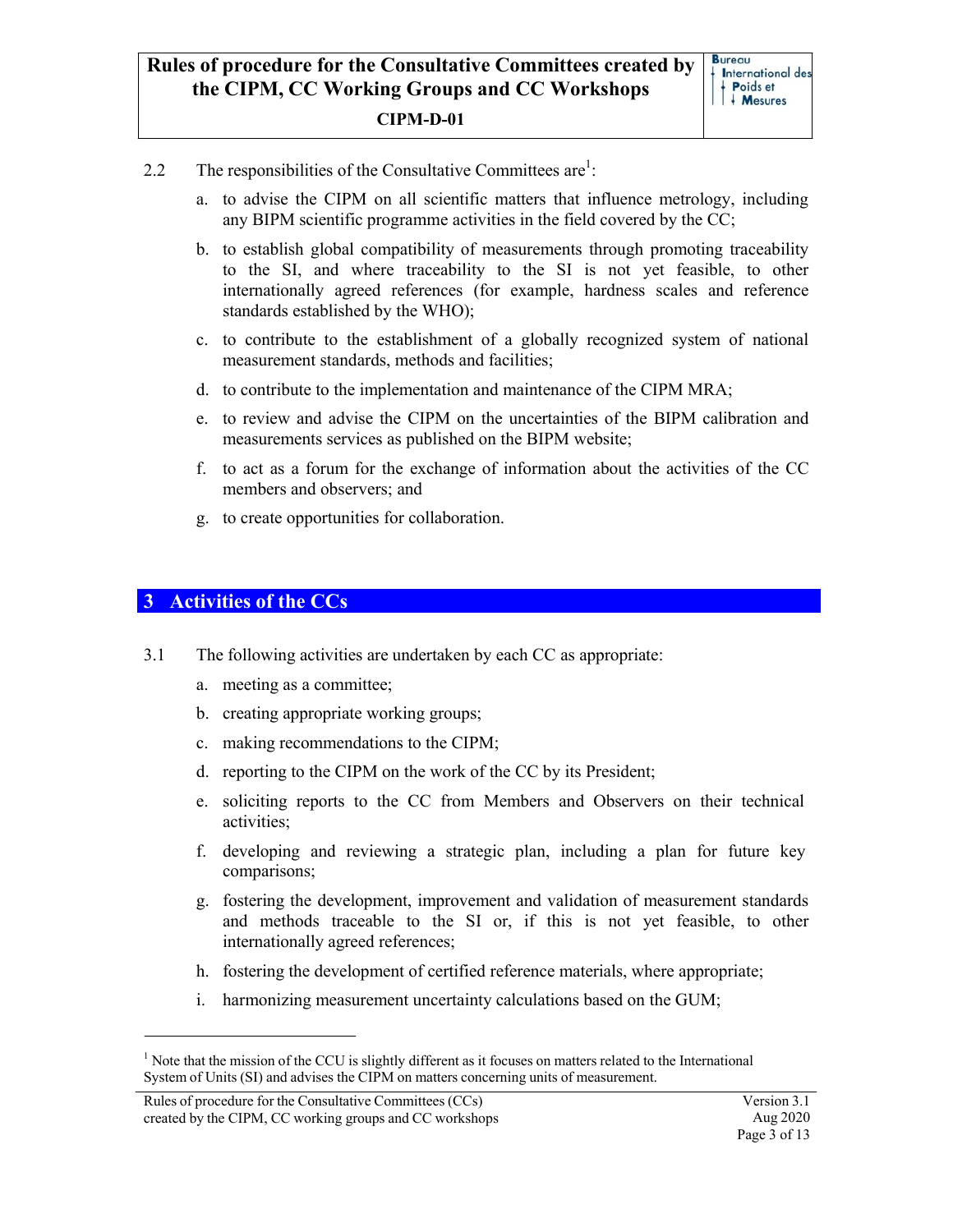2.2 The responsibilities of the Consultative Committees are[1]:

a. to advise the CIPM on all scientific matters that influence metrology, including any BIPM scientific programme activities in the field covered by the CC;

b. to establish global compatibility of measurements through promoting traceability to the SI, and where traceability to the SI is not yet feasible, to other internationally agreed references (for example, hardness scales and reference standards established by the WHO);

c. to contribute to the establishment of a globally recognized system of national measurement standards, methods and facilities;

d. to contribute to the implementation and maintenance of the CIPM MRA;

e. to review and advise the CIPM on the uncertainties of the BIPM calibration and measurements services as published on the BIPM website;

f. to act as a forum for the exchange of information about the activities of the CC members and observers; and

g. to create opportunities for collaboration.

# 3 Activities of the CCs

3.1 The following activities are undertaken by each CC as appropriate:

a. meeting as a committee;

b. creating appropriate working groups;

c. making recommendations to the CIPM;

d. reporting to the CIPM on the work of the CC by its President;

e. soliciting reports to the CC from Members and Observers on their technical activities;

f. developing and reviewing a strategic plan, including a plan for future key comparisons;

g. fostering the development, improvement and validation of measurement standards and methods traceable to the SI or, if this is not yet feasible, to other internationally agreed references;

h. fostering the development of certified reference materials, where appropriate;

i. harmonizing measurement uncertainty calculations based on the GUM;

[1] Note that the mission of the CCU is slightly different as it focuses on matters related to the International System of Units (SI) and advises the CIPM on matters concerning units of measurement.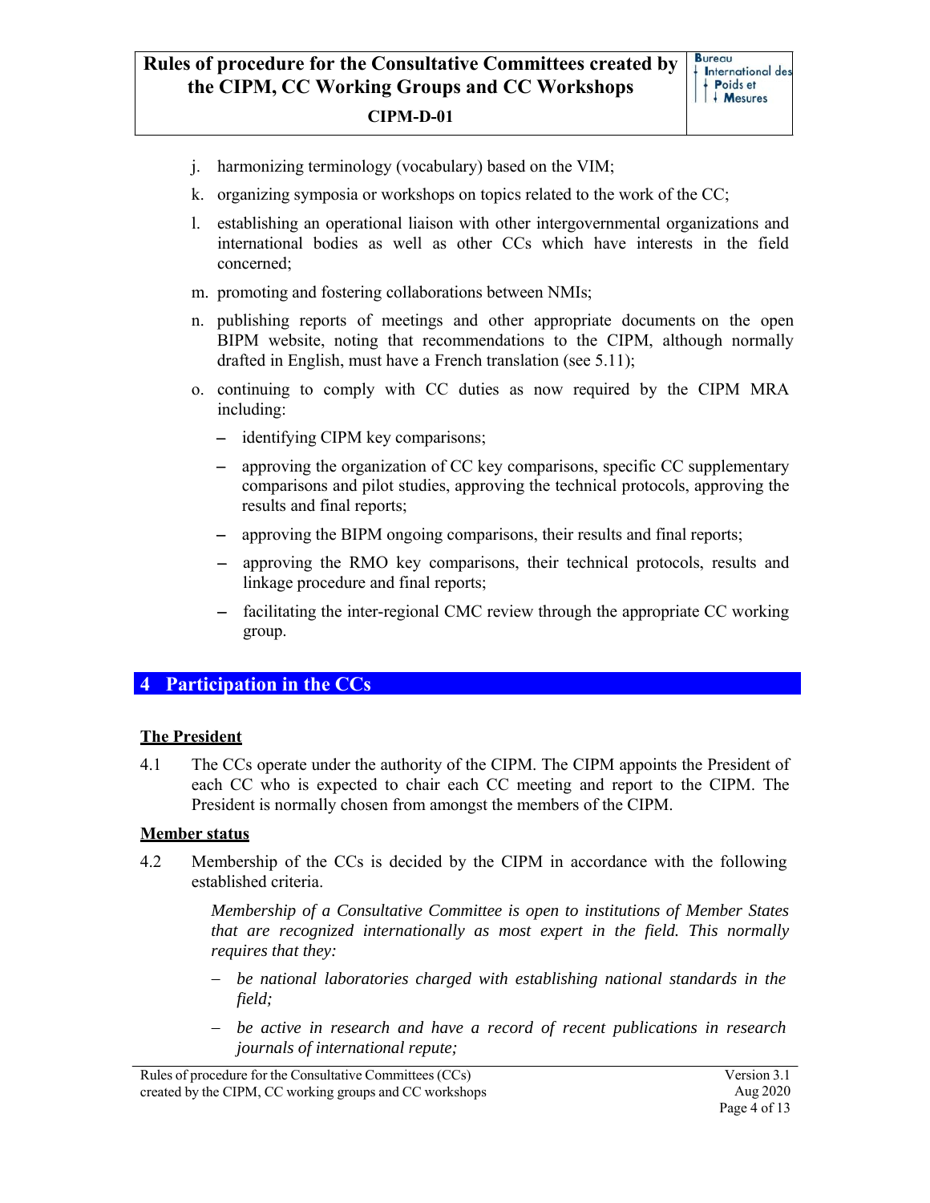j. harmonizing terminology (vocabulary) based on the VIM;

k. organizing symposia or workshops on topics related to the work of the CC;

l. establishing an operational liaison with other intergovernmental organizations and international bodies as well as other CCs which have interests in the field concerned;

m. promoting and fostering collaborations between NMIs;

n. publishing reports of meetings and other appropriate documents on the open BIPM website, noting that recommendations to the CIPM, although normally drafted in English, must have a French translation (see 5.11);

o. continuing to comply with CC duties as now required by the CIPM MRA including:

   – identifying CIPM key comparisons;

   – approving the organization of CC key comparisons, specific CC supplementary comparisons and pilot studies, approving the technical protocols, approving the results and final reports;

   – approving the BIPM ongoing comparisons, their results and final reports;

   – approving the RMO key comparisons, their technical protocols, results and linkage procedure and final reports;

   – facilitating the inter-regional CMC review through the appropriate CC working group.

## 4 Participation in the CCs

### The President

4.1 The CCs operate under the authority of the CIPM. The CIPM appoints the President of each CC who is expected to chair each CC meeting and report to the CIPM. The President is normally chosen from amongst the members of the CIPM.

### Member status

4.2 Membership of the CCs is decided by the CIPM in accordance with the following established criteria.

*Membership of a Consultative Committee is open to institutions of Member States that are recognized internationally as most expert in the field. This normally requires that they:*

– *be national laboratories charged with establishing national standards in the field;*

– *be active in research and have a record of recent publications in research journals of international repute;*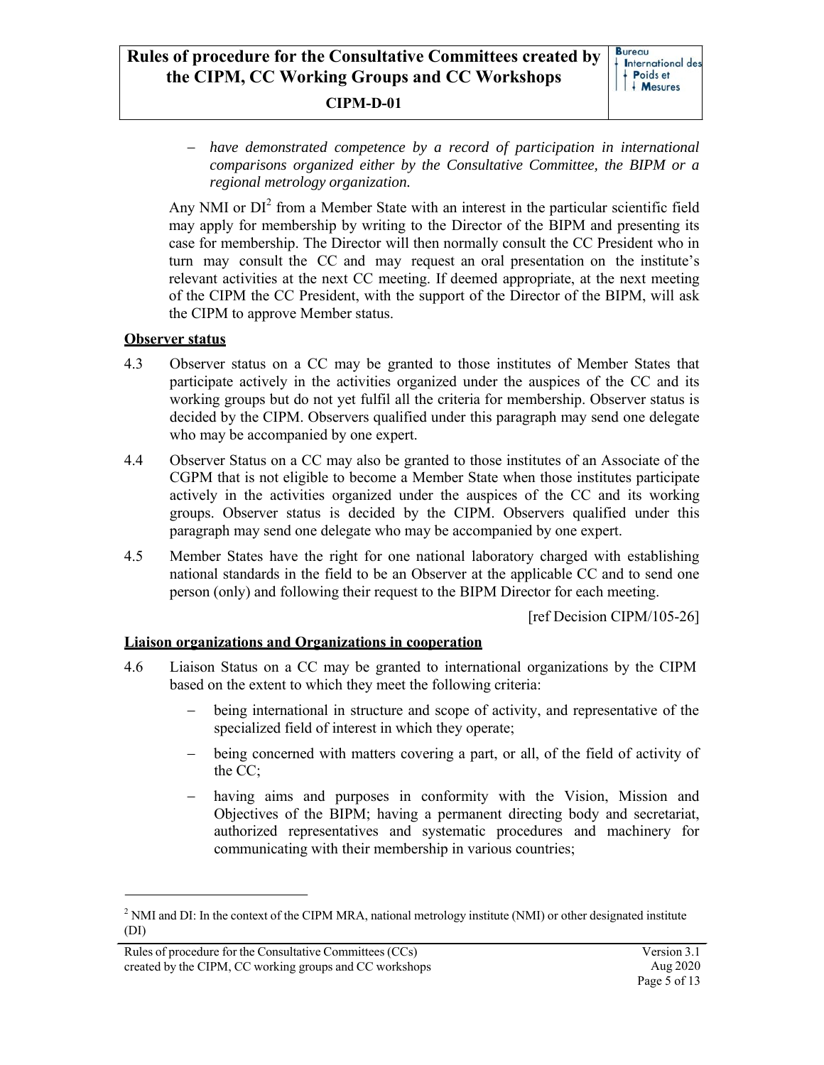- *have demonstrated competence by a record of participation in international comparisons organized either by the Consultative Committee, the BIPM or a regional metrology organization.*

Any NMI or DI[2] from a Member State with an interest in the particular scientific field may apply for membership by writing to the Director of the BIPM and presenting its case for membership. The Director will then normally consult the CC President who in turn may consult the CC and may request an oral presentation on the institute's relevant activities at the next CC meeting. If deemed appropriate, at the next meeting of the CIPM the CC President, with the support of the Director of the BIPM, will ask the CIPM to approve Member status.

**Observer status**

4.3 Observer status on a CC may be granted to those institutes of Member States that participate actively in the activities organized under the auspices of the CC and its working groups but do not yet fulfil all the criteria for membership. Observer status is decided by the CIPM. Observers qualified under this paragraph may send one delegate who may be accompanied by one expert.

4.4 Observer Status on a CC may also be granted to those institutes of an Associate of the CGPM that is not eligible to become a Member State when those institutes participate actively in the activities organized under the auspices of the CC and its working groups. Observer status is decided by the CIPM. Observers qualified under this paragraph may send one delegate who may be accompanied by one expert.

4.5 Member States have the right for one national laboratory charged with establishing national standards in the field to be an Observer at the applicable CC and to send one person (only) and following their request to the BIPM Director for each meeting.

[ref Decision CIPM/105-26]

**Liaison organizations and Organizations in cooperation**

4.6 Liaison Status on a CC may be granted to international organizations by the CIPM based on the extent to which they meet the following criteria:

- being international in structure and scope of activity, and representative of the specialized field of interest in which they operate;
- being concerned with matters covering a part, or all, of the field of activity of the CC;
- having aims and purposes in conformity with the Vision, Mission and Objectives of the BIPM; having a permanent directing body and secretariat, authorized representatives and systematic procedures and machinery for communicating with their membership in various countries;

[2] NMI and DI: In the context of the CIPM MRA, national metrology institute (NMI) or other designated institute (DI)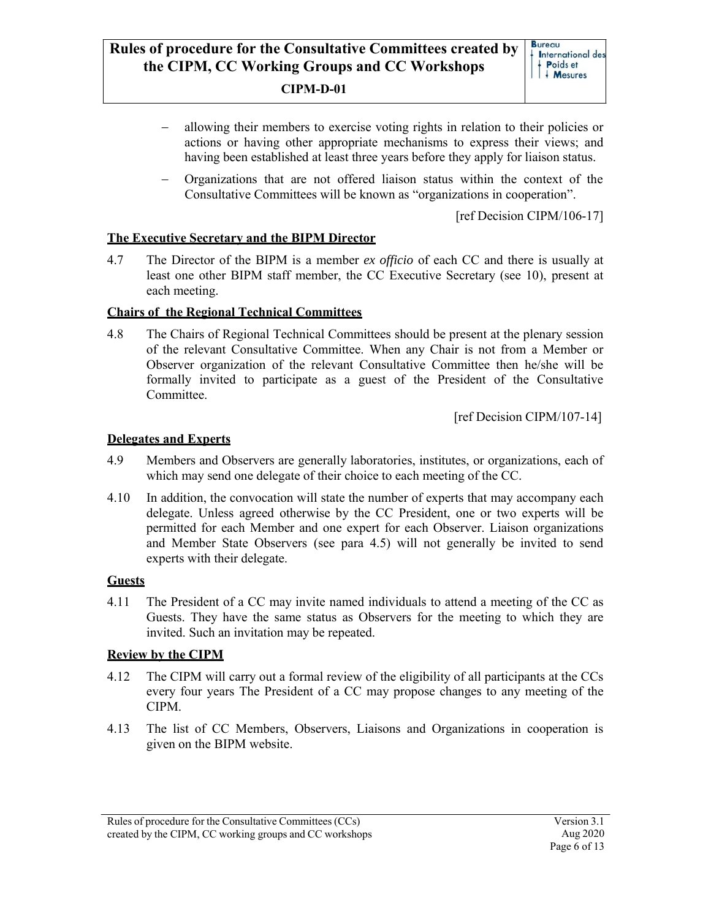- allowing their members to exercise voting rights in relation to their policies or actions or having other appropriate mechanisms to express their views; and having been established at least three years before they apply for liaison status.
- Organizations that are not offered liaison status within the context of the Consultative Committees will be known as "organizations in cooperation".

[ref Decision CIPM/106-17]

**The Executive Secretary and the BIPM Director**

4.7 The Director of the BIPM is a member *ex officio* of each CC and there is usually at least one other BIPM staff member, the CC Executive Secretary (see 10), present at each meeting.

**Chairs of the Regional Technical Committees**

4.8 The Chairs of Regional Technical Committees should be present at the plenary session of the relevant Consultative Committee. When any Chair is not from a Member or Observer organization of the relevant Consultative Committee then he/she will be formally invited to participate as a guest of the President of the Consultative Committee.

[ref Decision CIPM/107-14]

**Delegates and Experts**

4.9 Members and Observers are generally laboratories, institutes, or organizations, each of which may send one delegate of their choice to each meeting of the CC.

4.10 In addition, the convocation will state the number of experts that may accompany each delegate. Unless agreed otherwise by the CC President, one or two experts will be permitted for each Member and one expert for each Observer. Liaison organizations and Member State Observers (see para 4.5) will not generally be invited to send experts with their delegate.

**Guests**

4.11 The President of a CC may invite named individuals to attend a meeting of the CC as Guests. They have the same status as Observers for the meeting to which they are invited. Such an invitation may be repeated.

**Review by the CIPM**

4.12 The CIPM will carry out a formal review of the eligibility of all participants at the CCs every four years The President of a CC may propose changes to any meeting of the CIPM.

4.13 The list of CC Members, Observers, Liaisons and Organizations in cooperation is given on the BIPM website.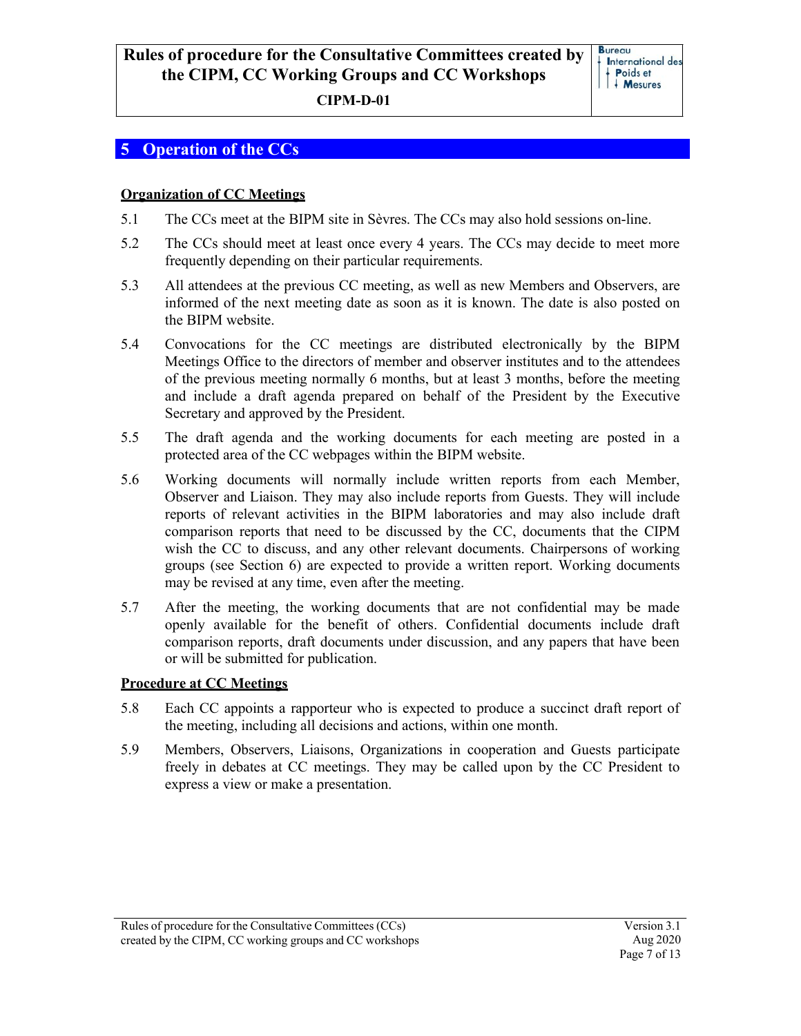## 5 Operation of the CCs

**Organization of CC Meetings**

5.1 The CCs meet at the BIPM site in Sèvres. The CCs may also hold sessions on-line.

5.2 The CCs should meet at least once every 4 years. The CCs may decide to meet more frequently depending on their particular requirements.

5.3 All attendees at the previous CC meeting, as well as new Members and Observers, are informed of the next meeting date as soon as it is known. The date is also posted on the BIPM website.

5.4 Convocations for the CC meetings are distributed electronically by the BIPM Meetings Office to the directors of member and observer institutes and to the attendees of the previous meeting normally 6 months, but at least 3 months, before the meeting and include a draft agenda prepared on behalf of the President by the Executive Secretary and approved by the President.

5.5 The draft agenda and the working documents for each meeting are posted in a protected area of the CC webpages within the BIPM website.

5.6 Working documents will normally include written reports from each Member, Observer and Liaison. They may also include reports from Guests. They will include reports of relevant activities in the BIPM laboratories and may also include draft comparison reports that need to be discussed by the CC, documents that the CIPM wish the CC to discuss, and any other relevant documents. Chairpersons of working groups (see Section 6) are expected to provide a written report. Working documents may be revised at any time, even after the meeting.

5.7 After the meeting, the working documents that are not confidential may be made openly available for the benefit of others. Confidential documents include draft comparison reports, draft documents under discussion, and any papers that have been or will be submitted for publication.

**Procedure at CC Meetings**

5.8 Each CC appoints a rapporteur who is expected to produce a succinct draft report of the meeting, including all decisions and actions, within one month.

5.9 Members, Observers, Liaisons, Organizations in cooperation and Guests participate freely in debates at CC meetings. They may be called upon by the CC President to express a view or make a presentation.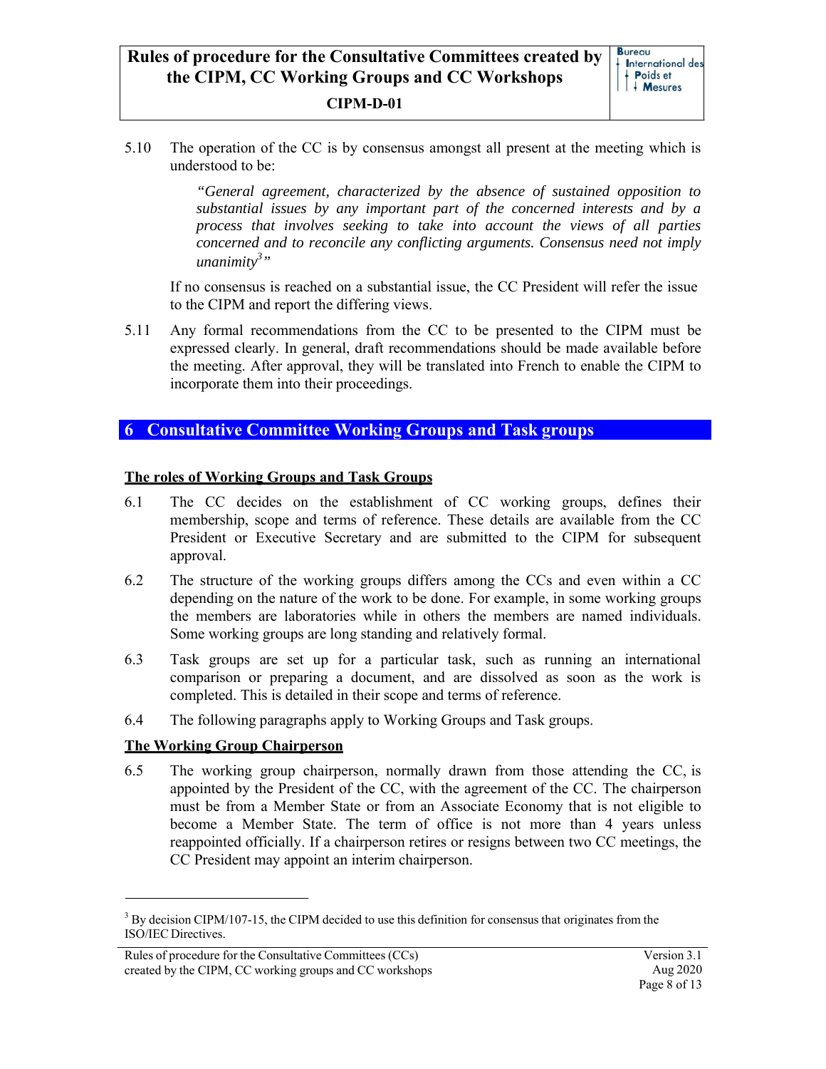5.10 The operation of the CC is by consensus amongst all present at the meeting which is understood to be:

> *"General agreement, characterized by the absence of sustained opposition to substantial issues by any important part of the concerned interests and by a process that involves seeking to take into account the views of all parties concerned and to reconcile any conflicting arguments. Consensus need not imply unanimity[3]"*

If no consensus is reached on a substantial issue, the CC President will refer the issue to the CIPM and report the differing views.

5.11 Any formal recommendations from the CC to be presented to the CIPM must be expressed clearly. In general, draft recommendations should be made available before the meeting. After approval, they will be translated into French to enable the CIPM to incorporate them into their proceedings.

## 6 Consultative Committee Working Groups and Task groups

**The roles of Working Groups and Task Groups**

6.1 The CC decides on the establishment of CC working groups, defines their membership, scope and terms of reference. These details are available from the CC President or Executive Secretary and are submitted to the CIPM for subsequent approval.

6.2 The structure of the working groups differs among the CCs and even within a CC depending on the nature of the work to be done. For example, in some working groups the members are laboratories while in others the members are named individuals. Some working groups are long standing and relatively formal.

6.3 Task groups are set up for a particular task, such as running an international comparison or preparing a document, and are dissolved as soon as the work is completed. This is detailed in their scope and terms of reference.

6.4 The following paragraphs apply to Working Groups and Task groups.

**The Working Group Chairperson**

6.5 The working group chairperson, normally drawn from those attending the CC, is appointed by the President of the CC, with the agreement of the CC. The chairperson must be from a Member State or from an Associate Economy that is not eligible to become a Member State. The term of office is not more than 4 years unless reappointed officially. If a chairperson retires or resigns between two CC meetings, the CC President may appoint an interim chairperson.

---

[3] By decision CIPM/107-15, the CIPM decided to use this definition for consensus that originates from the ISO/IEC Directives.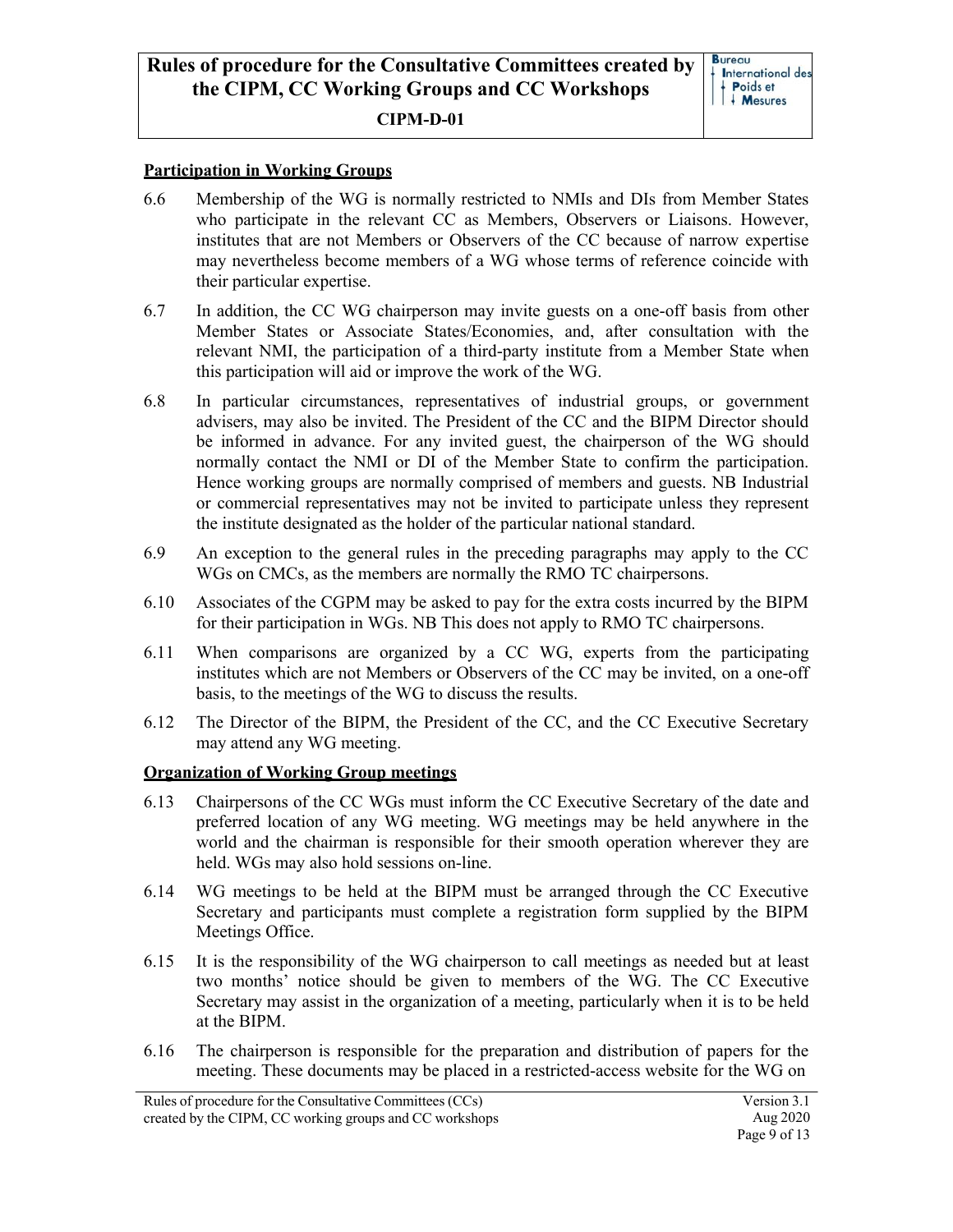**Participation in Working Groups**

6.6 Membership of the WG is normally restricted to NMIs and DIs from Member States who participate in the relevant CC as Members, Observers or Liaisons. However, institutes that are not Members or Observers of the CC because of narrow expertise may nevertheless become members of a WG whose terms of reference coincide with their particular expertise.

6.7 In addition, the CC WG chairperson may invite guests on a one-off basis from other Member States or Associate States/Economies, and, after consultation with the relevant NMI, the participation of a third-party institute from a Member State when this participation will aid or improve the work of the WG.

6.8 In particular circumstances, representatives of industrial groups, or government advisers, may also be invited. The President of the CC and the BIPM Director should be informed in advance. For any invited guest, the chairperson of the WG should normally contact the NMI or DI of the Member State to confirm the participation. Hence working groups are normally comprised of members and guests. NB Industrial or commercial representatives may not be invited to participate unless they represent the institute designated as the holder of the particular national standard.

6.9 An exception to the general rules in the preceding paragraphs may apply to the CC WGs on CMCs, as the members are normally the RMO TC chairpersons.

6.10 Associates of the CGPM may be asked to pay for the extra costs incurred by the BIPM for their participation in WGs. NB This does not apply to RMO TC chairpersons.

6.11 When comparisons are organized by a CC WG, experts from the participating institutes which are not Members or Observers of the CC may be invited, on a one-off basis, to the meetings of the WG to discuss the results.

6.12 The Director of the BIPM, the President of the CC, and the CC Executive Secretary may attend any WG meeting.

**Organization of Working Group meetings**

6.13 Chairpersons of the CC WGs must inform the CC Executive Secretary of the date and preferred location of any WG meeting. WG meetings may be held anywhere in the world and the chairman is responsible for their smooth operation wherever they are held. WGs may also hold sessions on-line.

6.14 WG meetings to be held at the BIPM must be arranged through the CC Executive Secretary and participants must complete a registration form supplied by the BIPM Meetings Office.

6.15 It is the responsibility of the WG chairperson to call meetings as needed but at least two months' notice should be given to members of the WG. The CC Executive Secretary may assist in the organization of a meeting, particularly when it is to be held at the BIPM.

6.16 The chairperson is responsible for the preparation and distribution of papers for the meeting. These documents may be placed in a restricted-access website for the WG on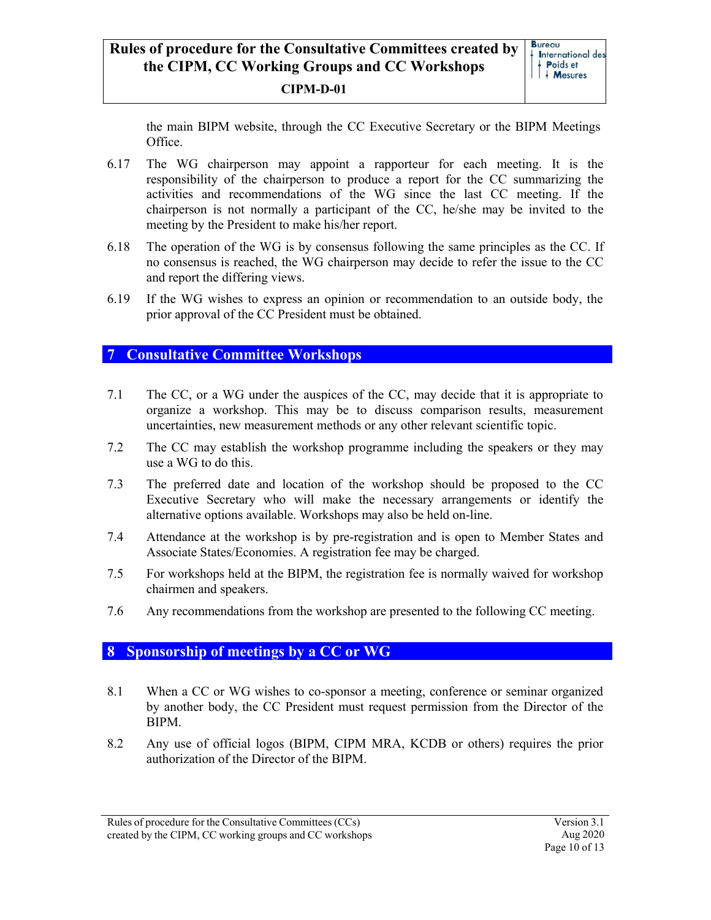the main BIPM website, through the CC Executive Secretary or the BIPM Meetings Office.

6.17 The WG chairperson may appoint a rapporteur for each meeting. It is the responsibility of the chairperson to produce a report for the CC summarizing the activities and recommendations of the WG since the last CC meeting. If the chairperson is not normally a participant of the CC, he/she may be invited to the meeting by the President to make his/her report.

6.18 The operation of the WG is by consensus following the same principles as the CC. If no consensus is reached, the WG chairperson may decide to refer the issue to the CC and report the differing views.

6.19 If the WG wishes to express an opinion or recommendation to an outside body, the prior approval of the CC President must be obtained.

## 7 Consultative Committee Workshops

7.1 The CC, or a WG under the auspices of the CC, may decide that it is appropriate to organize a workshop. This may be to discuss comparison results, measurement uncertainties, new measurement methods or any other relevant scientific topic.

7.2 The CC may establish the workshop programme including the speakers or they may use a WG to do this.

7.3 The preferred date and location of the workshop should be proposed to the CC Executive Secretary who will make the necessary arrangements or identify the alternative options available. Workshops may also be held on-line.

7.4 Attendance at the workshop is by pre-registration and is open to Member States and Associate States/Economies. A registration fee may be charged.

7.5 For workshops held at the BIPM, the registration fee is normally waived for workshop chairmen and speakers.

7.6 Any recommendations from the workshop are presented to the following CC meeting.

## 8 Sponsorship of meetings by a CC or WG

8.1 When a CC or WG wishes to co-sponsor a meeting, conference or seminar organized by another body, the CC President must request permission from the Director of the BIPM.

8.2 Any use of official logos (BIPM, CIPM MRA, KCDB or others) requires the prior authorization of the Director of the BIPM.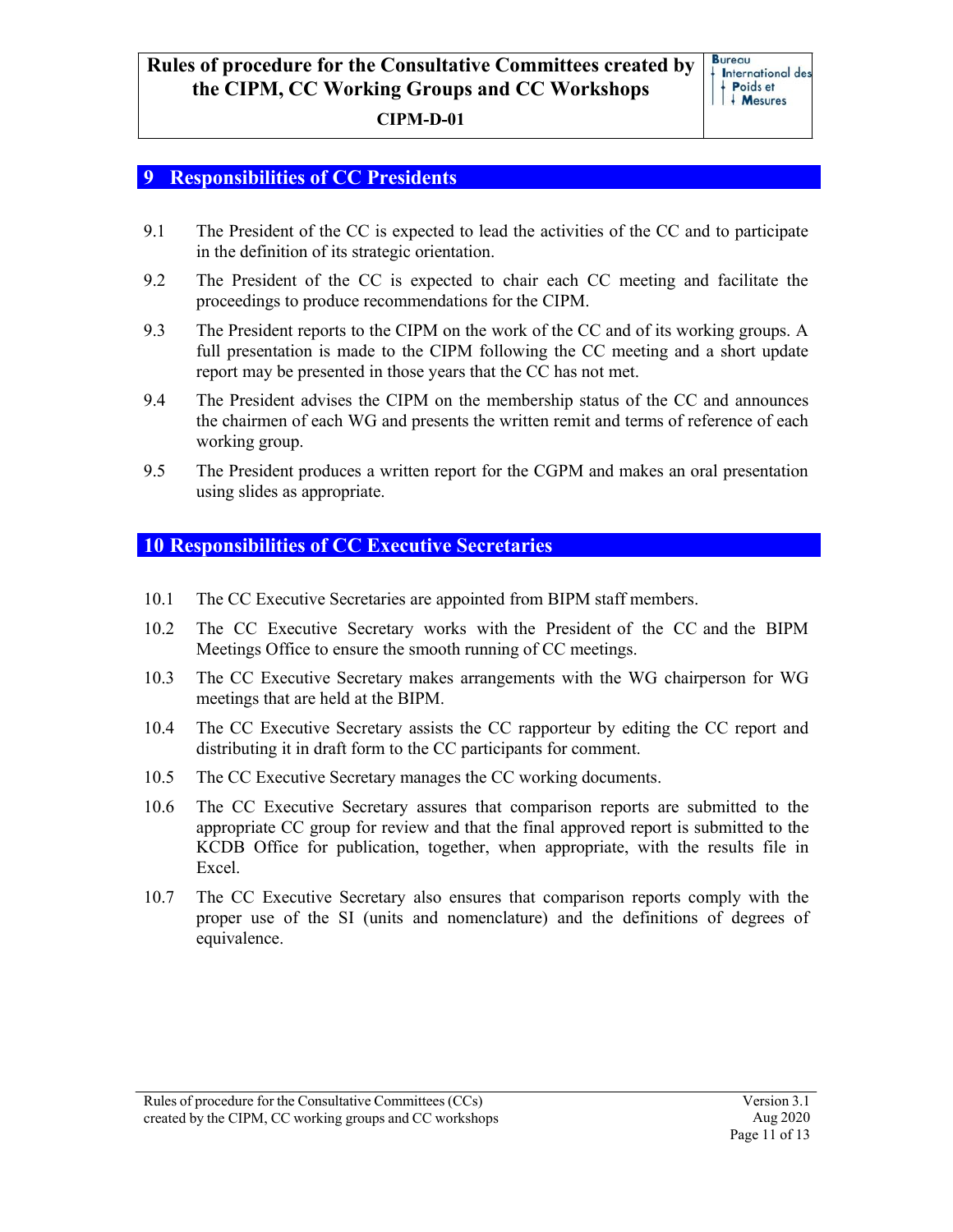## 9 Responsibilities of CC Presidents

9.1 The President of the CC is expected to lead the activities of the CC and to participate in the definition of its strategic orientation.

9.2 The President of the CC is expected to chair each CC meeting and facilitate the proceedings to produce recommendations for the CIPM.

9.3 The President reports to the CIPM on the work of the CC and of its working groups. A full presentation is made to the CIPM following the CC meeting and a short update report may be presented in those years that the CC has not met.

9.4 The President advises the CIPM on the membership status of the CC and announces the chairmen of each WG and presents the written remit and terms of reference of each working group.

9.5 The President produces a written report for the CGPM and makes an oral presentation using slides as appropriate.

## 10 Responsibilities of CC Executive Secretaries

10.1 The CC Executive Secretaries are appointed from BIPM staff members.

10.2 The CC Executive Secretary works with the President of the CC and the BIPM Meetings Office to ensure the smooth running of CC meetings.

10.3 The CC Executive Secretary makes arrangements with the WG chairperson for WG meetings that are held at the BIPM.

10.4 The CC Executive Secretary assists the CC rapporteur by editing the CC report and distributing it in draft form to the CC participants for comment.

10.5 The CC Executive Secretary manages the CC working documents.

10.6 The CC Executive Secretary assures that comparison reports are submitted to the appropriate CC group for review and that the final approved report is submitted to the KCDB Office for publication, together, when appropriate, with the results file in Excel.

10.7 The CC Executive Secretary also ensures that comparison reports comply with the proper use of the SI (units and nomenclature) and the definitions of degrees of equivalence.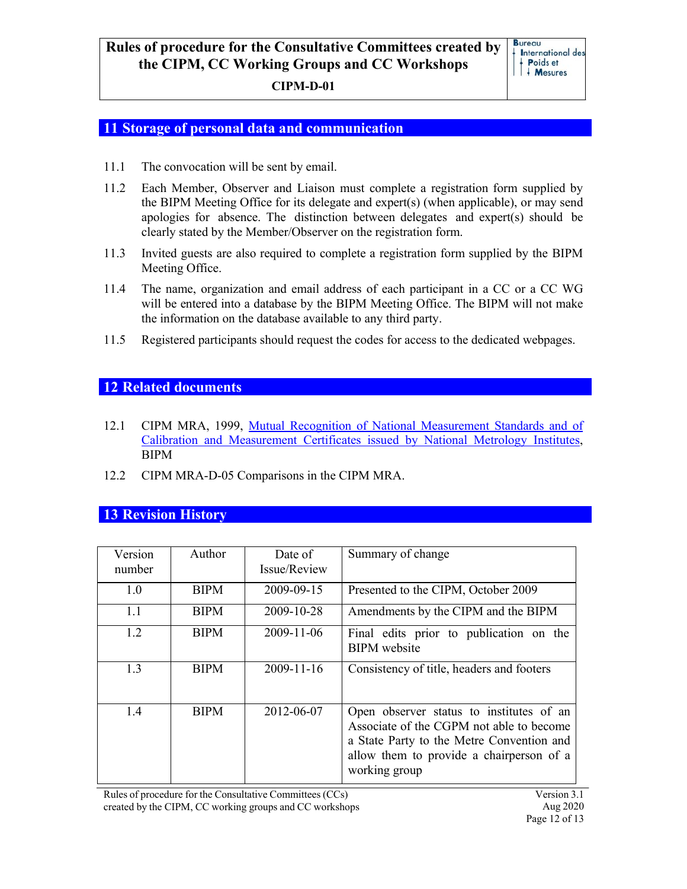## 11 Storage of personal data and communication

11.1 The convocation will be sent by email.

11.2 Each Member, Observer and Liaison must complete a registration form supplied by the BIPM Meeting Office for its delegate and expert(s) (when applicable), or may send apologies for absence. The distinction between delegates and expert(s) should be clearly stated by the Member/Observer on the registration form.

11.3 Invited guests are also required to complete a registration form supplied by the BIPM Meeting Office.

11.4 The name, organization and email address of each participant in a CC or a CC WG will be entered into a database by the BIPM Meeting Office. The BIPM will not make the information on the database available to any third party.

11.5 Registered participants should request the codes for access to the dedicated webpages.

## 12 Related documents

12.1 CIPM MRA, 1999, Mutual Recognition of National Measurement Standards and of Calibration and Measurement Certificates issued by National Metrology Institutes, BIPM

12.2 CIPM MRA-D-05 Comparisons in the CIPM MRA.

## 13 Revision History

| Version number | Author | Date of Issue/Review | Summary of change |
|---|---|---|---|
| 1.0 | BIPM | 2009-09-15 | Presented to the CIPM, October 2009 |
| 1.1 | BIPM | 2009-10-28 | Amendments by the CIPM and the BIPM |
| 1.2 | BIPM | 2009-11-06 | Final edits prior to publication on the BIPM website |
| 1.3 | BIPM | 2009-11-16 | Consistency of title, headers and footers |
| 1.4 | BIPM | 2012-06-07 | Open observer status to institutes of an Associate of the CGPM not able to become a State Party to the Metre Convention and allow them to provide a chairperson of a working group |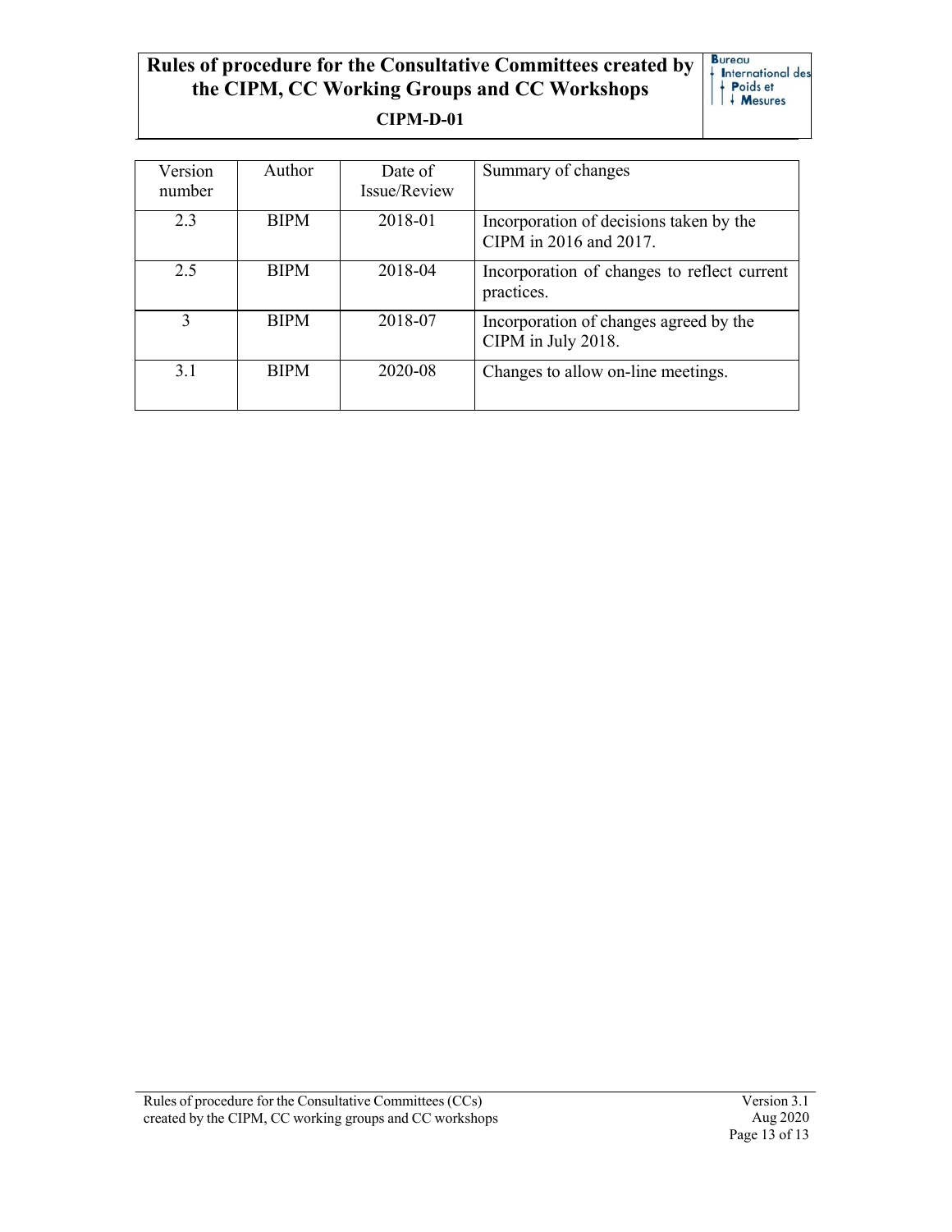| Version number | Author | Date of Issue/Review | Summary of changes |
|---|---|---|---|
| 2.3 | BIPM | 2018-01 | Incorporation of decisions taken by the CIPM in 2016 and 2017. |
| 2.5 | BIPM | 2018-04 | Incorporation of changes to reflect current practices. |
| 3 | BIPM | 2018-07 | Incorporation of changes agreed by the CIPM in July 2018. |
| 3.1 | BIPM | 2020-08 | Changes to allow on-line meetings. |